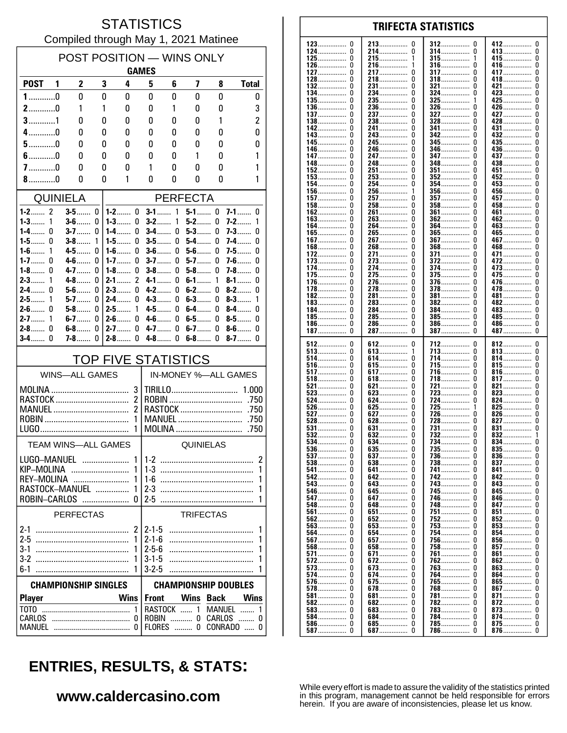# STATISTICS

Compiled through May 1, 2021 Matinee

## POST POSITION — WINS ONLY

| POST | GAMES 1 | 2 | 3 | 4 | 5 | 6 | 7 | 8 | Total |
|---|---|---|---|---|---|---|---|---|---|
| 1 | 0 | 0 | 0 | 0 | 0 | 0 | 0 | 0 | 0 |
| 2 | 0 | 1 | 1 | 0 | 0 | 1 | 0 | 0 | 3 |
| 3 | 1 | 0 | 0 | 0 | 0 | 0 | 0 | 1 | 2 |
| 4 | 0 | 0 | 0 | 0 | 0 | 0 | 0 | 0 | 0 |
| 5 | 0 | 0 | 0 | 0 | 0 | 0 | 0 | 0 | 0 |
| 6 | 0 | 0 | 0 | 0 | 0 | 0 | 1 | 0 | 1 |
| 7 | 0 | 0 | 0 | 0 | 1 | 0 | 0 | 0 | 1 |
| 8 | 0 | 0 | 0 | 1 | 0 | 0 | 0 | 0 | 1 |

## QUINIELA

| | | | |
|---|---|---|---|
| 1-2 | 2 | 3-5 | 0 |
| 1-3 | 1 | 3-6 | 0 |
| 1-4 | 0 | 3-7 | 0 |
| 1-5 | 0 | 3-8 | 1 |
| 1-6 | 1 | 4-5 | 0 |
| 1-7 | 0 | 4-6 | 0 |
| 1-8 | 0 | 4-7 | 0 |
| 2-3 | 1 | 4-8 | 0 |
| 2-4 | 0 | 5-6 | 0 |
| 2-5 | 1 | 5-7 | 0 |
| 2-6 | 0 | 5-8 | 0 |
| 2-7 | 1 | 6-7 | 0 |
| 2-8 | 0 | 6-8 | 0 |
| 3-4 | 0 | 7-8 | 0 |

## PERFECTA

| | | | | | | | |
|---|---|---|---|---|---|---|---|
| 1-2 | 0 | 3-1 | 1 | 5-1 | 0 | 7-1 | 0 |
| 1-3 | 0 | 3-2 | 1 | 5-2 | 0 | 7-2 | 1 |
| 1-4 | 0 | 3-4 | 0 | 5-3 | 0 | 7-3 | 0 |
| 1-5 | 0 | 3-5 | 0 | 5-4 | 0 | 7-4 | 0 |
| 1-6 | 0 | 3-6 | 0 | 5-6 | 0 | 7-5 | 0 |
| 1-7 | 0 | 3-7 | 0 | 5-7 | 0 | 7-6 | 0 |
| 1-8 | 0 | 3-8 | 0 | 5-8 | 0 | 7-8 | 0 |
| 2-1 | 2 | 4-1 | 0 | 6-1 | 1 | 8-1 | 0 |
| 2-3 | 0 | 4-2 | 0 | 6-2 | 0 | 8-2 | 0 |
| 2-4 | 0 | 4-3 | 0 | 6-3 | 0 | 8-3 | 1 |
| 2-5 | 1 | 4-5 | 0 | 6-4 | 0 | 8-4 | 0 |
| 2-6 | 0 | 4-6 | 0 | 6-5 | 0 | 8-5 | 0 |
| 2-7 | 0 | 4-7 | 0 | 6-7 | 0 | 8-6 | 0 |
| 2-8 | 0 | 4-8 | 0 | 6-8 | 0 | 8-7 | 0 |

## TOP FIVE STATISTICS

| WINS—ALL GAMES | | IN-MONEY %—ALL GAMES | |
|---|---|---|---|
| MOLINA | 3 | TIRILLO | 1.000 |
| RASTOCK | 2 | ROBIN | .750 |
| MANUEL | 2 | RASTOCK | .750 |
| ROBIN | 1 | MANUEL | .750 |
| LUGO | 1 | MOLINA | .750 |

| TEAM WINS—ALL GAMES | | QUINIELAS | |
|---|---|---|---|
| LUGO–MANUEL | 1 | 1-2 | 2 |
| KIP–MOLINA | 1 | 1-3 | 1 |
| REY–MOLINA | 1 | 1-6 | 1 |
| RASTOCK–MANUEL | 1 | 2-3 | 1 |
| ROBIN–CARLOS | 0 | 2-5 | 1 |

| PERFECTAS | | TRIFECTAS | |
|---|---|---|---|
| 2-1 | 2 | 2-1-5 | 1 |
| 2-5 | 1 | 2-1-6 | 1 |
| 3-1 | 1 | 2-5-6 | 1 |
| 3-2 | 1 | 3-1-5 | 1 |
| 6-1 | 1 | 3-2-5 | 1 |

| CHAMPIONSHIP SINGLES | | CHAMPIONSHIP DOUBLES | | | |
|---|---|---|---|---|---|
| Player | Wins | Front | Wins | Back | Wins |
| TOTO | 1 | RASTOCK | 1 | MANUEL | 1 |
| CARLOS | 0 | ROBIN | 0 | CARLOS | 0 |
| MANUEL | 0 | FLORES | 0 | CONRADO | 0 |

## TRIFECTA STATISTICS

| | | | | | | | |
|---|---|---|---|---|---|---|---|
| 123 | 0 | 213 | 0 | 312 | 0 | 412 | 0 |
| 124 | 0 | 214 | 0 | 314 | 0 | 413 | 0 |
| 125 | 0 | 215 | 1 | 315 | 1 | 415 | 0 |
| 126 | 0 | 216 | 1 | 316 | 0 | 416 | 0 |
| 127 | 0 | 217 | 0 | 317 | 0 | 417 | 0 |
| 128 | 0 | 218 | 0 | 318 | 0 | 418 | 0 |
| 132 | 0 | 231 | 0 | 321 | 0 | 421 | 0 |
| 134 | 0 | 234 | 0 | 324 | 0 | 423 | 0 |
| 135 | 0 | 235 | 0 | 325 | 1 | 425 | 0 |
| 136 | 0 | 236 | 0 | 326 | 0 | 426 | 0 |
| 137 | 0 | 237 | 0 | 327 | 0 | 427 | 0 |
| 138 | 0 | 238 | 0 | 328 | 0 | 428 | 0 |
| 142 | 0 | 241 | 0 | 341 | 0 | 431 | 0 |
| 143 | 0 | 243 | 0 | 342 | 0 | 432 | 0 |
| 145 | 0 | 245 | 0 | 345 | 0 | 435 | 0 |
| 146 | 0 | 246 | 0 | 346 | 0 | 436 | 0 |
| 147 | 0 | 247 | 0 | 347 | 0 | 437 | 0 |
| 148 | 0 | 248 | 0 | 348 | 0 | 438 | 0 |
| 152 | 0 | 251 | 0 | 351 | 0 | 451 | 0 |
| 153 | 0 | 253 | 0 | 352 | 0 | 452 | 0 |
| 154 | 0 | 254 | 0 | 354 | 0 | 453 | 0 |
| 156 | 0 | 256 | 1 | 356 | 0 | 456 | 0 |
| 157 | 0 | 257 | 0 | 357 | 0 | 457 | 0 |
| 158 | 0 | 258 | 0 | 358 | 0 | 458 | 0 |
| 162 | 0 | 261 | 0 | 361 | 0 | 461 | 0 |
| 163 | 0 | 263 | 0 | 362 | 0 | 462 | 0 |
| 164 | 0 | 264 | 0 | 364 | 0 | 463 | 0 |
| 165 | 0 | 265 | 0 | 365 | 0 | 465 | 0 |
| 167 | 0 | 267 | 0 | 367 | 0 | 467 | 0 |
| 168 | 0 | 268 | 0 | 368 | 0 | 468 | 0 |
| 172 | 0 | 271 | 0 | 371 | 0 | 471 | 0 |
| 173 | 0 | 273 | 0 | 372 | 0 | 472 | 0 |
| 174 | 0 | 274 | 0 | 374 | 0 | 473 | 0 |
| 175 | 0 | 275 | 0 | 375 | 0 | 475 | 0 |
| 176 | 0 | 276 | 0 | 376 | 0 | 476 | 0 |
| 178 | 0 | 278 | 0 | 378 | 0 | 478 | 0 |
| 182 | 0 | 281 | 0 | 381 | 0 | 481 | 0 |
| 183 | 0 | 283 | 0 | 382 | 0 | 482 | 0 |
| 184 | 0 | 284 | 0 | 384 | 0 | 483 | 0 |
| 185 | 0 | 285 | 0 | 385 | 0 | 485 | 0 |
| 186 | 0 | 286 | 0 | 386 | 0 | 486 | 0 |
| 187 | 0 | 287 | 0 | 387 | 0 | 487 | 0 |

| | | | | | | | |
|---|---|---|---|---|---|---|---|
| 512 | 0 | 612 | 0 | 712 | 0 | 812 | 0 |
| 513 | 0 | 613 | 1 | 713 | 0 | 813 | 0 |
| 514 | 0 | 614 | 0 | 714 | 0 | 814 | 0 |
| 516 | 0 | 615 | 0 | 715 | 0 | 815 | 0 |
| 517 | 0 | 617 | 0 | 716 | 0 | 816 | 0 |
| 518 | 0 | 618 | 0 | 718 | 0 | 817 | 0 |
| 521 | 0 | 621 | 0 | 721 | 0 | 821 | 0 |
| 523 | 0 | 623 | 0 | 723 | 0 | 823 | 0 |
| 524 | 0 | 624 | 0 | 724 | 0 | 824 | 0 |
| 526 | 0 | 625 | 0 | 725 | 1 | 825 | 0 |
| 527 | 0 | 627 | 0 | 726 | 0 | 826 | 0 |
| 528 | 0 | 628 | 0 | 728 | 0 | 827 | 0 |
| 531 | 0 | 631 | 0 | 731 | 0 | 831 | 0 |
| 532 | 0 | 632 | 0 | 732 | 0 | 832 | 1 |
| 534 | 0 | 634 | 0 | 734 | 0 | 834 | 0 |
| 536 | 0 | 635 | 0 | 735 | 0 | 835 | 0 |
| 537 | 0 | 637 | 0 | 736 | 0 | 836 | 0 |
| 538 | 0 | 638 | 0 | 738 | 0 | 837 | 0 |
| 541 | 0 | 641 | 0 | 741 | 0 | 841 | 0 |
| 542 | 0 | 642 | 0 | 742 | 0 | 842 | 0 |
| 543 | 0 | 643 | 0 | 743 | 0 | 843 | 0 |
| 546 | 0 | 645 | 0 | 745 | 0 | 845 | 0 |
| 547 | 0 | 647 | 0 | 746 | 0 | 846 | 0 |
| 548 | 0 | 648 | 0 | 748 | 0 | 847 | 0 |
| 561 | 0 | 651 | 0 | 751 | 0 | 851 | 0 |
| 562 | 0 | 652 | 0 | 752 | 0 | 852 | 0 |
| 563 | 0 | 653 | 0 | 753 | 0 | 853 | 0 |
| 564 | 0 | 654 | 0 | 754 | 0 | 854 | 0 |
| 567 | 0 | 657 | 0 | 756 | 0 | 856 | 0 |
| 568 | 0 | 658 | 0 | 758 | 0 | 857 | 0 |
| 571 | 0 | 671 | 0 | 761 | 0 | 861 | 0 |
| 572 | 0 | 672 | 0 | 762 | 0 | 862 | 0 |
| 573 | 0 | 673 | 0 | 763 | 0 | 863 | 0 |
| 574 | 0 | 674 | 0 | 764 | 0 | 864 | 0 |
| 576 | 0 | 675 | 0 | 765 | 0 | 865 | 0 |
| 578 | 0 | 678 | 0 | 768 | 0 | 867 | 0 |
| 581 | 0 | 681 | 0 | 781 | 0 | 871 | 0 |
| 582 | 0 | 682 | 0 | 782 | 0 | 872 | 0 |
| 583 | 0 | 683 | 0 | 783 | 0 | 873 | 0 |
| 584 | 0 | 684 | 0 | 784 | 0 | 874 | 0 |
| 586 | 0 | 685 | 0 | 785 | 0 | 875 | 0 |
| 587 | 0 | 687 | 0 | 786 | 0 | 876 | 0 |

## ENTRIES, RESULTS, & STATS:

**www.caldercasino.com**

While every effort is made to assure the validity of the statistics printed in this program, management cannot be held responsible for errors herein. If you are aware of inconsistencies, please let us know.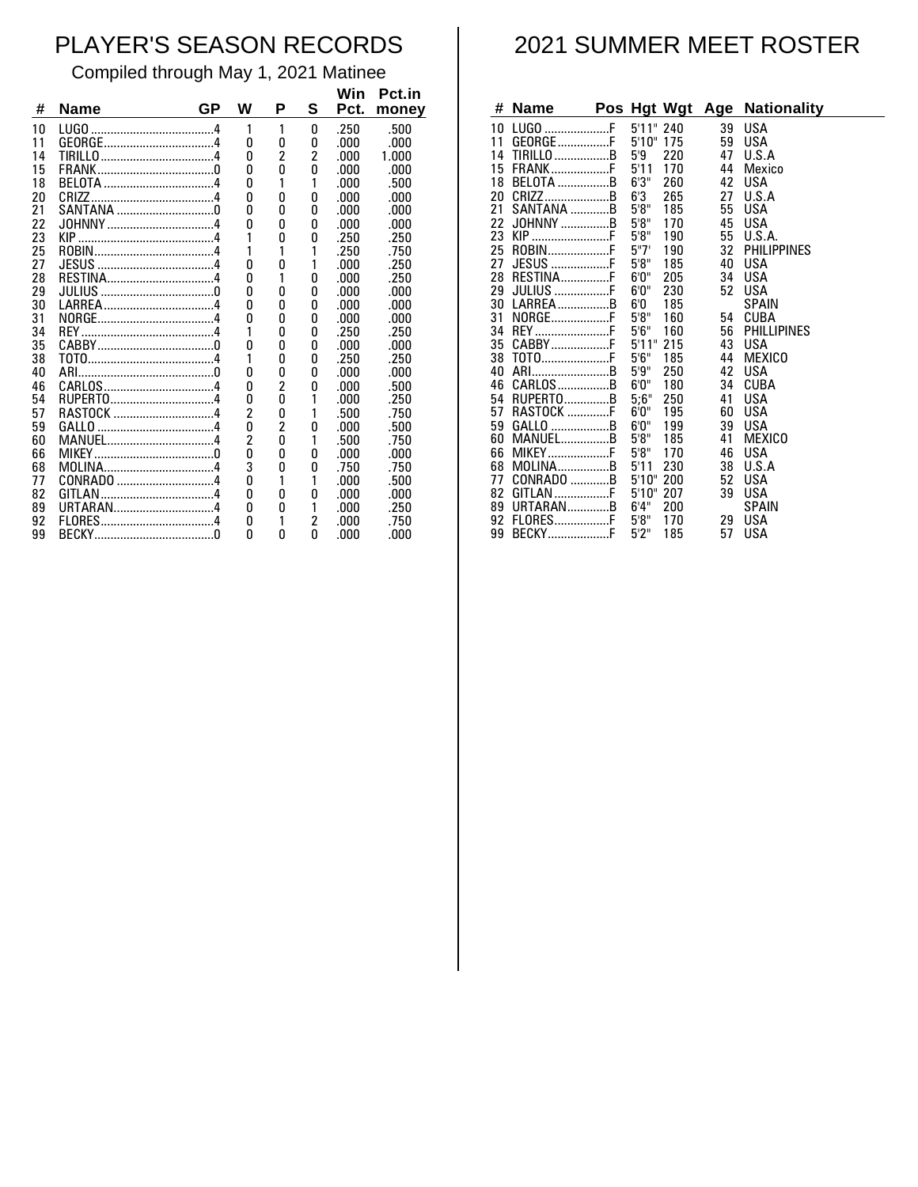# PLAYER'S SEASON RECORDS

Compiled through May 1, 2021 Matinee

| # | Name | GP | W | P | S | Win Pct. | Pct.in money |
|---|---|---|---|---|---|---|---|
| 10 | LUGO | 4 | 1 | 1 | 0 | .250 | .500 |
| 11 | GEORGE | 4 | 0 | 0 | 0 | .000 | .000 |
| 14 | TIRILLO | 4 | 0 | 2 | 2 | .000 | 1.000 |
| 15 | FRANK | 0 | 0 | 0 | 0 | .000 | .000 |
| 18 | BELOTA | 4 | 0 | 1 | 1 | .000 | .500 |
| 20 | CRIZZ | 4 | 0 | 0 | 0 | .000 | .000 |
| 21 | SANTANA | 0 | 0 | 0 | 0 | .000 | .000 |
| 22 | JOHNNY | 4 | 0 | 0 | 0 | .000 | .000 |
| 23 | KIP | 4 | 1 | 0 | 0 | .250 | .250 |
| 25 | ROBIN | 4 | 1 | 1 | 1 | .250 | .750 |
| 27 | JESUS | 4 | 0 | 0 | 1 | .000 | .250 |
| 28 | RESTINA | 4 | 0 | 1 | 0 | .000 | .250 |
| 29 | JULIUS | 0 | 0 | 0 | 0 | .000 | .000 |
| 30 | LARREA | 4 | 0 | 0 | 0 | .000 | .000 |
| 31 | NORGE | 4 | 0 | 0 | 0 | .000 | .000 |
| 34 | REY | 4 | 1 | 0 | 0 | .250 | .250 |
| 35 | CABBY | 0 | 0 | 0 | 0 | .000 | .000 |
| 38 | TOTO | 4 | 1 | 0 | 0 | .250 | .250 |
| 40 | ARI | 0 | 0 | 0 | 0 | .000 | .000 |
| 46 | CARLOS | 4 | 0 | 2 | 0 | .000 | .500 |
| 54 | RUPERTO | 4 | 0 | 0 | 1 | .000 | .250 |
| 57 | RASTOCK | 4 | 2 | 0 | 1 | .500 | .750 |
| 59 | GALLO | 4 | 0 | 2 | 0 | .000 | .500 |
| 60 | MANUEL | 4 | 2 | 0 | 1 | .500 | .750 |
| 66 | MIKEY | 0 | 0 | 0 | 0 | .000 | .000 |
| 68 | MOLINA | 4 | 3 | 0 | 0 | .750 | .750 |
| 77 | CONRADO | 4 | 0 | 1 | 1 | .000 | .500 |
| 82 | GITLAN | 4 | 0 | 0 | 0 | .000 | .000 |
| 89 | URTARAN | 4 | 0 | 0 | 1 | .000 | .250 |
| 92 | FLORES | 4 | 0 | 1 | 2 | .000 | .750 |
| 99 | BECKY | 0 | 0 | 0 | 0 | .000 | .000 |

# 2021 SUMMER MEET ROSTER

| # | Name | Pos | Hgt | Wgt | Age | Nationality |
|---|---|---|---|---|---|---|
| 10 | LUGO | F | 5'11" | 240 | 39 | USA |
| 11 | GEORGE | F | 5'10" | 175 | 59 | USA |
| 14 | TIRILLO | B | 5'9 | 220 | 47 | U.S.A |
| 15 | FRANK | F | 5'11 | 170 | 44 | Mexico |
| 18 | BELOTA | B | 6'3" | 260 | 42 | USA |
| 20 | CRIZZ | B | 6'3 | 265 | 27 | U.S.A |
| 21 | SANTANA | B | 5'8" | 185 | 55 | USA |
| 22 | JOHNNY | B | 5'8" | 170 | 45 | USA |
| 23 | KIP | F | 5'8" | 190 | 55 | U.S.A. |
| 25 | ROBIN | F | 5"7' | 190 | 32 | PHILIPPINES |
| 27 | JESUS | F | 5'8" | 185 | 40 | USA |
| 28 | RESTINA | F | 6'0" | 205 | 34 | USA |
| 29 | JULIUS | F | 6'0" | 230 | 52 | USA |
| 30 | LARREA | B | 6'0 | 185 | | SPAIN |
| 31 | NORGE | F | 5'8" | 160 | 54 | CUBA |
| 34 | REY | F | 5'6" | 160 | 56 | PHILLIPINES |
| 35 | CABBY | F | 5'11" | 215 | 43 | USA |
| 38 | TOTO | F | 5'6" | 185 | 44 | MEXICO |
| 40 | ARI | B | 5'9" | 250 | 42 | USA |
| 46 | CARLOS | B | 6'0" | 180 | 34 | CUBA |
| 54 | RUPERTO | B | 5;6" | 250 | 41 | USA |
| 57 | RASTOCK | F | 6'0" | 195 | 60 | USA |
| 59 | GALLO | B | 6'0" | 199 | 39 | USA |
| 60 | MANUEL | B | 5'8" | 185 | 41 | MEXICO |
| 66 | MIKEY | F | 5'8" | 170 | 46 | USA |
| 68 | MOLINA | B | 5'11 | 230 | 38 | U.S.A |
| 77 | CONRADO | B | 5'10" | 200 | 52 | USA |
| 82 | GITLAN | F | 5'10" | 207 | 39 | USA |
| 89 | URTARAN | B | 6'4" | 200 | | SPAIN |
| 92 | FLORES | F | 5'8" | 170 | 29 | USA |
| 99 | BECKY | F | 5'2" | 185 | 57 | USA |